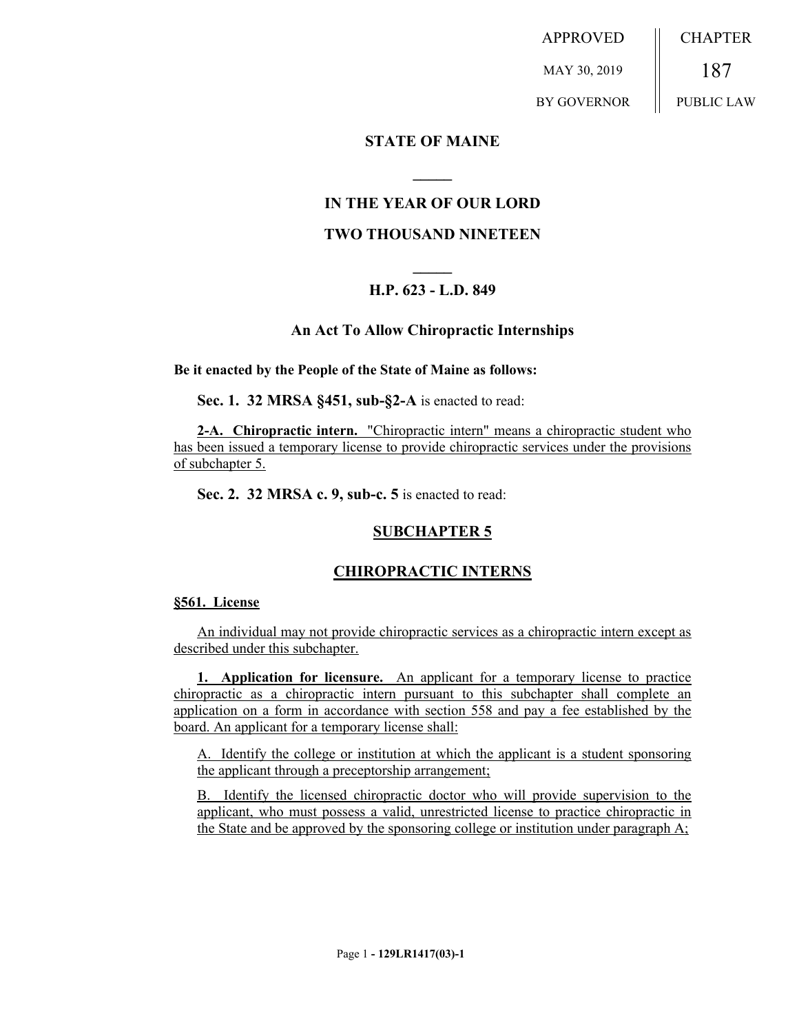APPROVED

MAY 30, 2019

BY GOVERNOR

CHAPTER

187

PUBLIC LAW

# STATE OF MAINE

## IN THE YEAR OF OUR LORD

## TWO THOUSAND NINETEEN

### H.P. 623 - L.D. 849

### An Act To Allow Chiropractic Internships

**Be it enacted by the People of the State of Maine as follows:**

**Sec. 1. 32 MRSA §451, sub-§2-A** is enacted to read:

**2-A. Chiropractic intern.** "Chiropractic intern" means a chiropractic student who has been issued a temporary license to provide chiropractic services under the provisions of subchapter 5.

**Sec. 2. 32 MRSA c. 9, sub-c. 5** is enacted to read:

## SUBCHAPTER 5

## CHIROPRACTIC INTERNS

**§561. License**

An individual may not provide chiropractic services as a chiropractic intern except as described under this subchapter.

**1. Application for licensure.** An applicant for a temporary license to practice chiropractic as a chiropractic intern pursuant to this subchapter shall complete an application on a form in accordance with section 558 and pay a fee established by the board. An applicant for a temporary license shall:

A. Identify the college or institution at which the applicant is a student sponsoring the applicant through a preceptorship arrangement;

B. Identify the licensed chiropractic doctor who will provide supervision to the applicant, who must possess a valid, unrestricted license to practice chiropractic in the State and be approved by the sponsoring college or institution under paragraph A;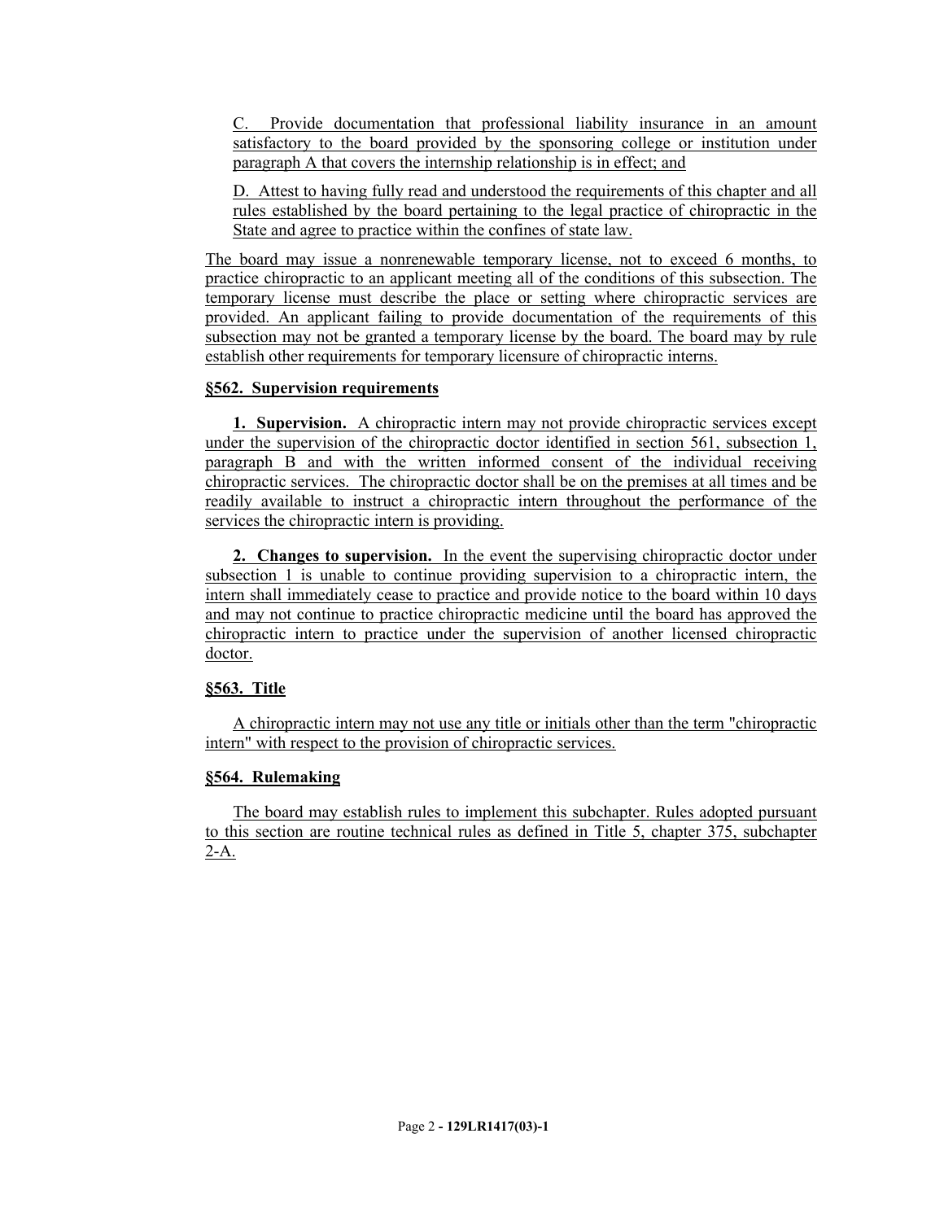C. Provide documentation that professional liability insurance in an amount satisfactory to the board provided by the sponsoring college or institution under paragraph A that covers the internship relationship is in effect; and

D. Attest to having fully read and understood the requirements of this chapter and all rules established by the board pertaining to the legal practice of chiropractic in the State and agree to practice within the confines of state law.

The board may issue a nonrenewable temporary license, not to exceed 6 months, to practice chiropractic to an applicant meeting all of the conditions of this subsection. The temporary license must describe the place or setting where chiropractic services are provided. An applicant failing to provide documentation of the requirements of this subsection may not be granted a temporary license by the board. The board may by rule establish other requirements for temporary licensure of chiropractic interns.

**§562. Supervision requirements**

**1. Supervision.** A chiropractic intern may not provide chiropractic services except under the supervision of the chiropractic doctor identified in section 561, subsection 1, paragraph B and with the written informed consent of the individual receiving chiropractic services. The chiropractic doctor shall be on the premises at all times and be readily available to instruct a chiropractic intern throughout the performance of the services the chiropractic intern is providing.

**2. Changes to supervision.** In the event the supervising chiropractic doctor under subsection 1 is unable to continue providing supervision to a chiropractic intern, the intern shall immediately cease to practice and provide notice to the board within 10 days and may not continue to practice chiropractic medicine until the board has approved the chiropractic intern to practice under the supervision of another licensed chiropractic doctor.

**§563. Title**

A chiropractic intern may not use any title or initials other than the term "chiropractic intern" with respect to the provision of chiropractic services.

**§564. Rulemaking**

The board may establish rules to implement this subchapter. Rules adopted pursuant to this section are routine technical rules as defined in Title 5, chapter 375, subchapter 2-A.